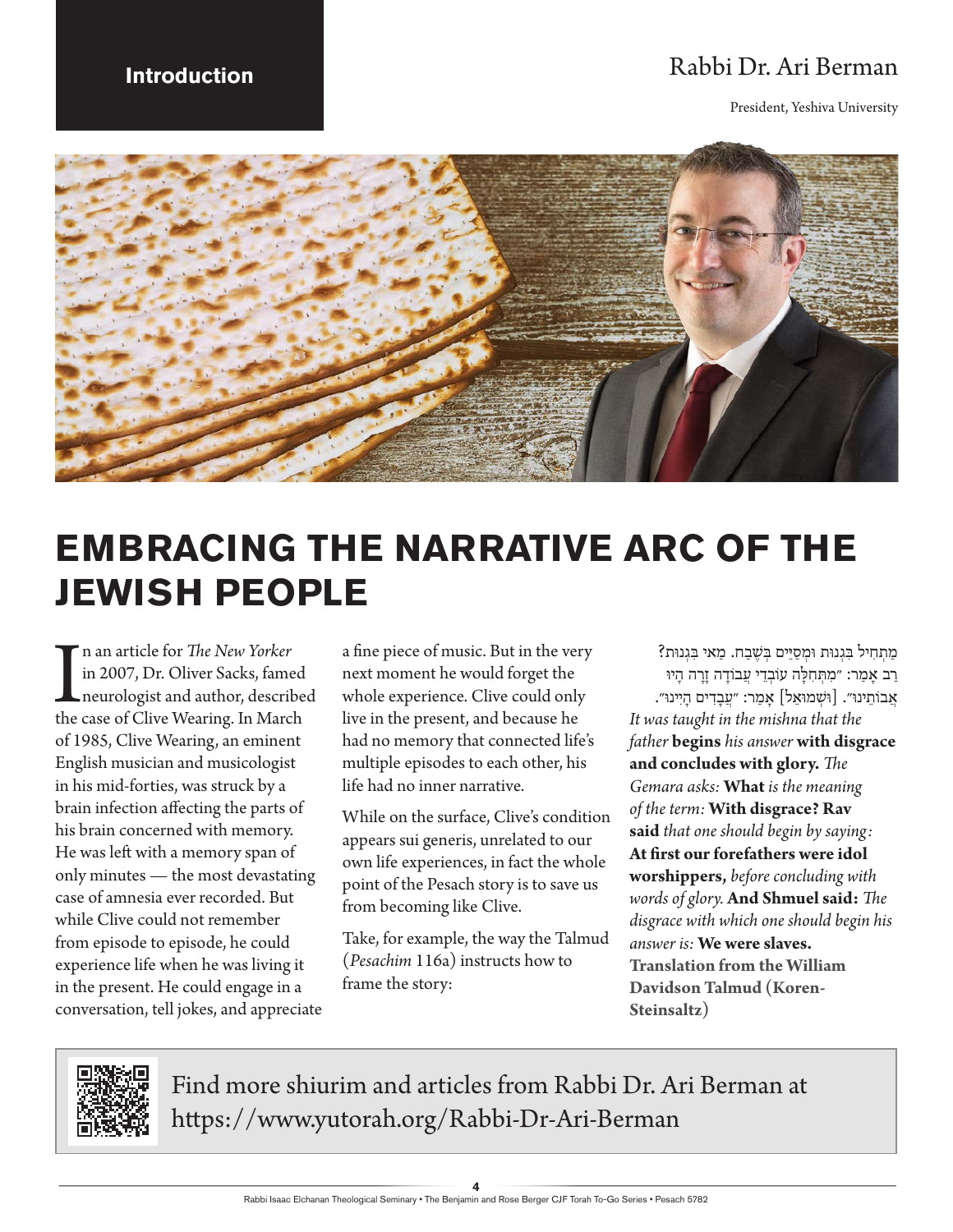## Introduction

Rabbi Dr. Ari Berman

President, Yeshiva University

# EMBRACING THE NARRATIVE ARC OF THE JEWISH PEOPLE

In an article for *The New Yorker* in 2007, Dr. Oliver Sacks, famed neurologist and author, described the case of Clive Wearing. In March of 1985, Clive Wearing, an eminent English musician and musicologist in his mid-forties, was struck by a brain infection affecting the parts of his brain concerned with memory. He was left with a memory span of only minutes — the most devastating case of amnesia ever recorded. But while Clive could not remember from episode to episode, he could experience life when he was living it in the present. He could engage in a conversation, tell jokes, and appreciate a fine piece of music. But in the very next moment he would forget the whole experience. Clive could only live in the present, and because he had no memory that connected life's multiple episodes to each other, his life had no inner narrative.

While on the surface, Clive's condition appears sui generis, unrelated to our own life experiences, in fact the whole point of the Pesach story is to save us from becoming like Clive.

Take, for example, the way the Talmud (*Pesachim* 116a) instructs how to frame the story:

מַתְחִיל בִּגְנוּת וּמְסַיֵּים בְּשֶׁבַח. מַאי בִּגְנוּת? רַב אָמַר: ״מִתְּחִלָּה עוֹבְדֵי עֲבוֹדָה זָרָה הָיוּ אֲבוֹתֵינוּ״. [וּשְׁמוּאֵל] אָמַר: ״עֲבָדִים הָיִינוּ״.

*It was taught in the mishna that the father* **begins** *his answer* **with disgrace and concludes with glory.** *The Gemara asks:* **What** *is the meaning of the term:* **With disgrace? Rav said** *that one should begin by saying:* **At first our forefathers were idol worshippers,** *before concluding with words of glory.* **And Shmuel said:** *The disgrace with which one should begin his answer is:* **We were slaves.**
**Translation from the William Davidson Talmud (Koren-Steinsaltz)**

Find more shiurim and articles from Rabbi Dr. Ari Berman at https://www.yutorah.org/Rabbi-Dr-Ari-Berman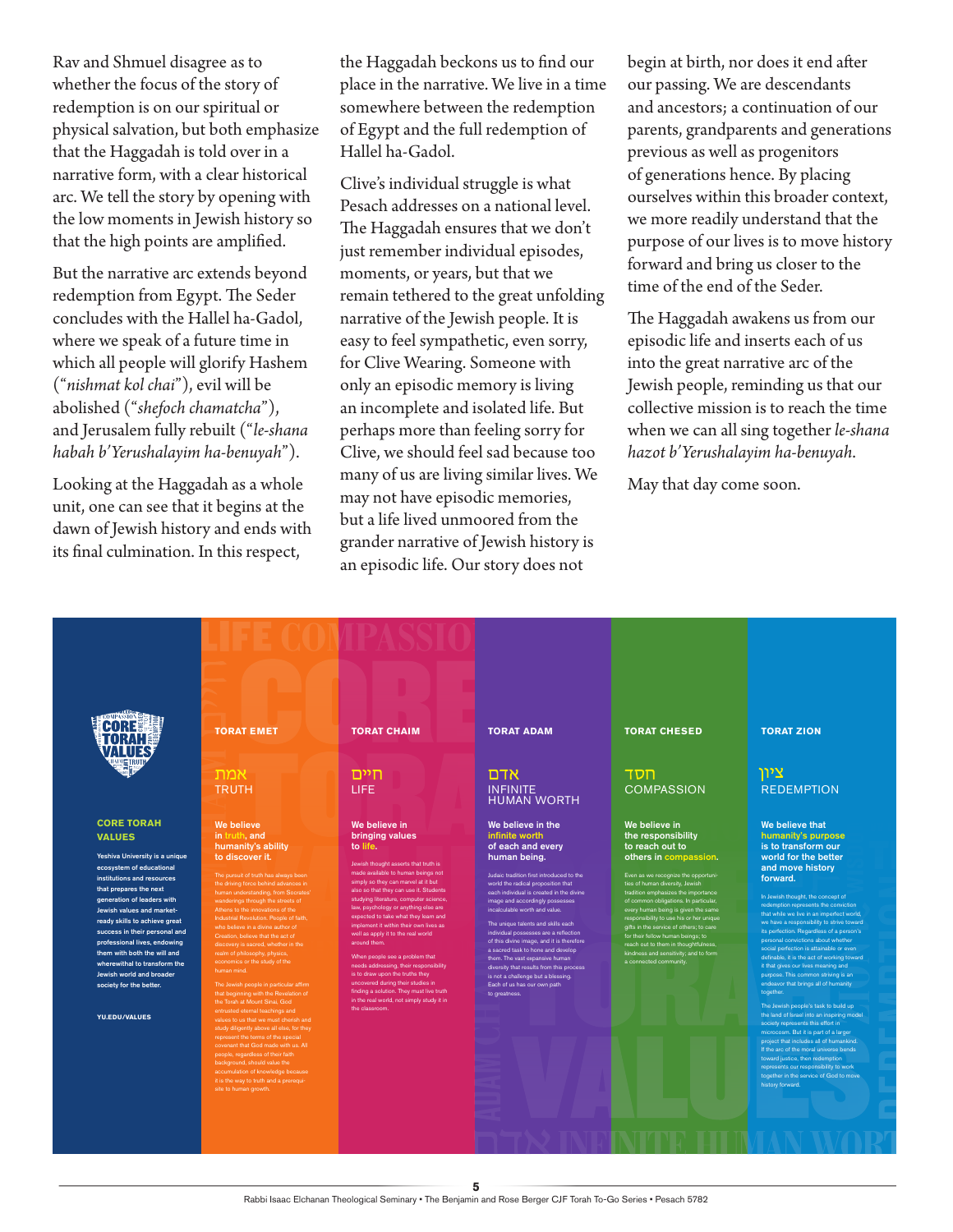Rav and Shmuel disagree as to whether the focus of the story of redemption is on our spiritual or physical salvation, but both emphasize that the Haggadah is told over in a narrative form, with a clear historical arc. We tell the story by opening with the low moments in Jewish history so that the high points are amplified.

But the narrative arc extends beyond redemption from Egypt. The Seder concludes with the Hallel ha-Gadol, where we speak of a future time in which all people will glorify Hashem ("*nishmat kol chai*"), evil will be abolished ("*shefoch chamatcha*"), and Jerusalem fully rebuilt ("*le-shana habah b'Yerushalayim ha-benuyah*").

Looking at the Haggadah as a whole unit, one can see that it begins at the dawn of Jewish history and ends with its final culmination. In this respect, the Haggadah beckons us to find our place in the narrative. We live in a time somewhere between the redemption of Egypt and the full redemption of Hallel ha-Gadol.

Clive's individual struggle is what Pesach addresses on a national level. The Haggadah ensures that we don't just remember individual episodes, moments, or years, but that we remain tethered to the great unfolding narrative of the Jewish people. It is easy to feel sympathetic, even sorry, for Clive Wearing. Someone with only an episodic memory is living an incomplete and isolated life. But perhaps more than feeling sorry for Clive, we should feel sad because too many of us are living similar lives. We may not have episodic memories, but a life lived unmoored from the grander narrative of Jewish history is an episodic life. Our story does not begin at birth, nor does it end after our passing. We are descendants and ancestors; a continuation of our parents, grandparents and generations previous as well as progenitors of generations hence. By placing ourselves within this broader context, we more readily understand that the purpose of our lives is to move history forward and bring us closer to the time of the end of the Seder.

The Haggadah awakens us from our episodic life and inserts each of us into the great narrative arc of the Jewish people, reminding us that our collective mission is to reach the time when we can all sing together *le-shana hazot b'Yerushalayim ha-benuyah*.

May that day come soon.

---

**CORE TORAH VALUES**

Yeshiva University is a unique ecosystem of educational institutions and resources that prepares the next generation of leaders with Jewish values and market-ready skills to achieve great success in their personal and professional lives, endowing them with both the will and wherewithal to transform the Jewish world and broader society for the better.

YU.EDU/VALUES

**TORAT EMET**

אמת
TRUTH

**We believe in truth, and humanity's ability to discover it.**

The pursuit of truth has always been the driving force behind advances in human understanding, from Socrates' wanderings through the streets of Athens to the innovations of the Industrial Revolution. People of faith, who believe in a divine author of Creation, believe that the act of discovery is sacred, whether in the realm of philosophy, physics, economics or the study of the human mind.

The Jewish people in particular affirm that beginning with the Revelation of the Torah at Mount Sinai, God entrusted eternal teachings and values to us that we must cherish and study diligently above all else, for they represent the terms of the special covenant that God made with us. All people, regardless of their faith background, should value the accumulation of knowledge because it is the way to truth and a prerequisite to human growth.

**TORAT CHAIM**

חיים
LIFE

**We believe in bringing values to life.**

Jewish thought asserts that truth is made available to human beings not simply so they can marvel at it but also so that they can use it. Students studying literature, computer science, law, psychology or anything else are expected to take what they learn and implement it within their own lives as well as apply it to the real world around them.

When people see a problem that needs addressing, their responsibility is to draw upon the truths they uncovered during their studies in finding a solution. They must live truth in the real world, not simply study it in the classroom.

**TORAT ADAM**

אדם
INFINITE HUMAN WORTH

**We believe in the infinite worth of each and every human being.**

Judaic tradition first introduced to the world the radical proposition that each individual is created in the divine image and accordingly possesses incalculable worth and value.

The unique talents and skills each individual possesses are a reflection of this divine image, and it is therefore a sacred task to hone and develop them. The vast expansive human diversity that results from this process is not a challenge but a blessing. Each of us has our own path to greatness.

**TORAT CHESED**

חסד
COMPASSION

**We believe in the responsibility to reach out to others in compassion.**

Even as we recognize the opportunities of human diversity, Jewish tradition emphasizes the importance of common obligations. In particular, every human being is given the same responsibility to use his or her unique gifts in the service of others; to care for their fellow human beings; to reach out to them in thoughtfulness, kindness and sensitivity; and to form a connected community.

**TORAT ZION**

ציון
REDEMPTION

**We believe that humanity's purpose is to transform our world for the better and move history forward.**

In Jewish thought, the concept of redemption represents the conviction that while we live in an imperfect world, we have a responsibility to strive toward its perfection. Regardless of a person's personal convictions about whether social perfection is attainable or even definable, it is the act of working toward it that gives our lives meaning and purpose. This common striving is an endeavor that brings all of humanity together.

The Jewish people's task to build up the land of Israel into an inspiring model society represents this effort in microcosm. But it is part of a larger project that includes all of humankind. If the arc of the moral universe bends toward justice, then redemption represents our responsibility to work together in the service of God to move history forward.